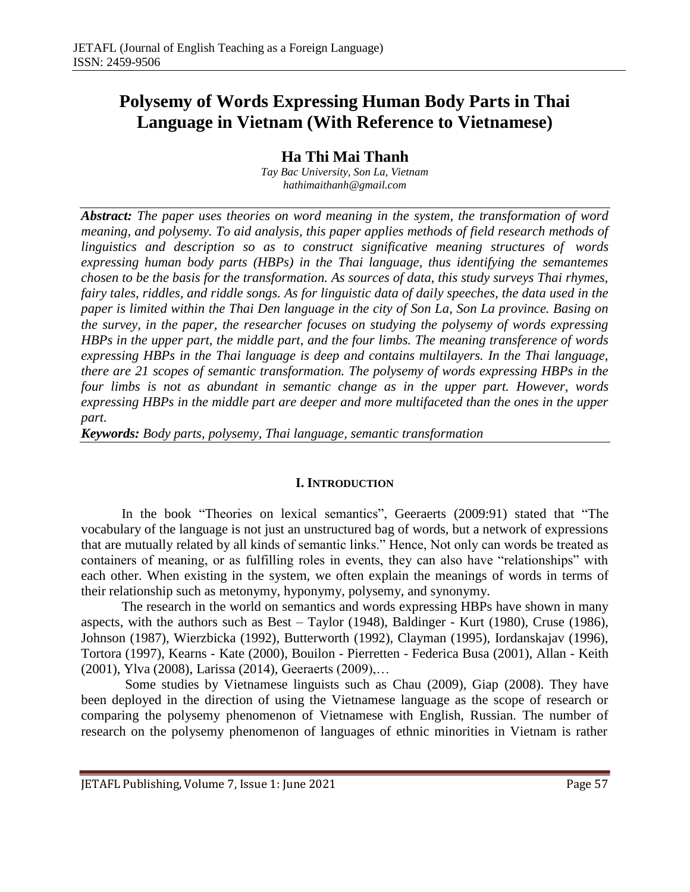# Polysemy of Words Expressing Human Body Parts in Thai Language in Vietnam (With Reference to Vietnamese)

## Ha Thi Mai Thanh

*Tay Bac University, Son La, Vietnam*
*hathimaithanh@gmail.com*

***Abstract:*** *The paper uses theories on word meaning in the system, the transformation of word meaning, and polysemy. To aid analysis, this paper applies methods of field research methods of linguistics and description so as to construct significative meaning structures of words expressing human body parts (HBPs) in the Thai language, thus identifying the semantemes chosen to be the basis for the transformation. As sources of data, this study surveys Thai rhymes, fairy tales, riddles, and riddle songs. As for linguistic data of daily speeches, the data used in the paper is limited within the Thai Den language in the city of Son La, Son La province. Basing on the survey, in the paper, the researcher focuses on studying the polysemy of words expressing HBPs in the upper part, the middle part, and the four limbs. The meaning transference of words expressing HBPs in the Thai language is deep and contains multilayers. In the Thai language, there are 21 scopes of semantic transformation. The polysemy of words expressing HBPs in the four limbs is not as abundant in semantic change as in the upper part. However, words expressing HBPs in the middle part are deeper and more multifaceted than the ones in the upper part.*

***Keywords:*** *Body parts, polysemy, Thai language, semantic transformation*

## I. INTRODUCTION

In the book "Theories on lexical semantics", Geeraerts (2009:91) stated that "The vocabulary of the language is not just an unstructured bag of words, but a network of expressions that are mutually related by all kinds of semantic links." Hence, Not only can words be treated as containers of meaning, or as fulfilling roles in events, they can also have "relationships" with each other. When existing in the system, we often explain the meanings of words in terms of their relationship such as metonymy, hyponymy, polysemy, and synonymy.

The research in the world on semantics and words expressing HBPs have shown in many aspects, with the authors such as Best – Taylor (1948), Baldinger - Kurt (1980), Cruse (1986), Johnson (1987), Wierzbicka (1992), Butterworth (1992), Clayman (1995), Iordanskajav (1996), Tortora (1997), Kearns - Kate (2000), Bouilon - Pierretten - Federica Busa (2001), Allan - Keith (2001), Ylva (2008), Larissa (2014), Geeraerts (2009),…

Some studies by Vietnamese linguists such as Chau (2009), Giap (2008). They have been deployed in the direction of using the Vietnamese language as the scope of research or comparing the polysemy phenomenon of Vietnamese with English, Russian. The number of research on the polysemy phenomenon of languages of ethnic minorities in Vietnam is rather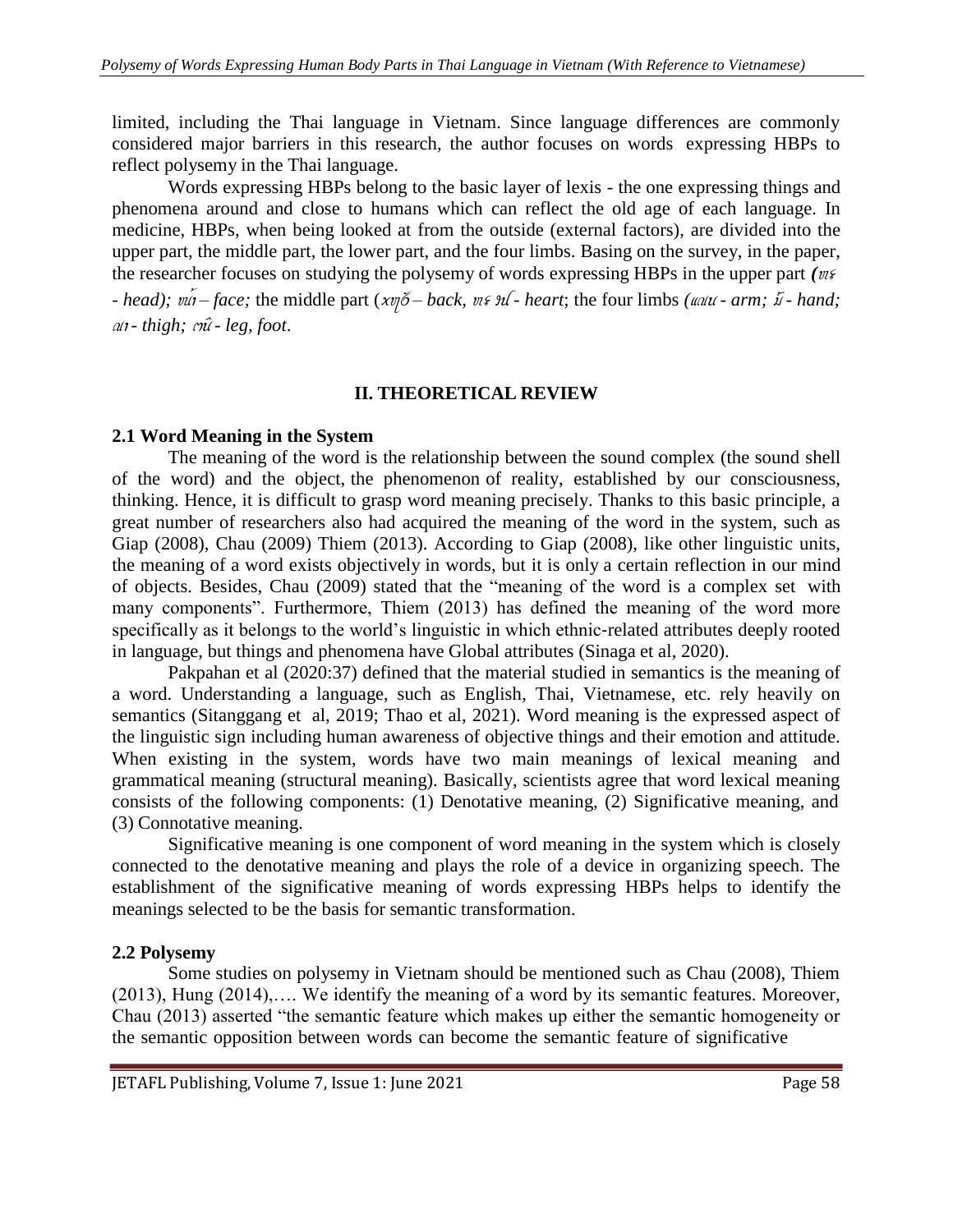limited, including the Thai language in Vietnam. Since language differences are commonly considered major barriers in this research, the author focuses on words expressing HBPs to reflect polysemy in the Thai language.

Words expressing HBPs belong to the basic layer of lexis - the one expressing things and phenomena around and close to humans which can reflect the old age of each language. In medicine, HBPs, when being looked at from the outside (external factors), are divided into the upper part, the middle part, the lower part, and the four limbs. Basing on the survey, in the paper, the researcher focuses on studying the polysemy of words expressing HBPs in the upper part *(ทร - head); หน้า – face;* the middle part (*xทุ๊ – back, ทร ฯ๊ - heart*; the four limbs *(แถน - arm; มื - hand; ถา - thigh; ตี๋ - leg, foot*.

## II. THEORETICAL REVIEW

### 2.1 Word Meaning in the System

The meaning of the word is the relationship between the sound complex (the sound shell of the word) and the object, the phenomenon of reality, established by our consciousness, thinking. Hence, it is difficult to grasp word meaning precisely. Thanks to this basic principle, a great number of researchers also had acquired the meaning of the word in the system, such as Giap (2008), Chau (2009) Thiem (2013). According to Giap (2008), like other linguistic units, the meaning of a word exists objectively in words, but it is only a certain reflection in our mind of objects. Besides, Chau (2009) stated that the "meaning of the word is a complex set with many components". Furthermore, Thiem (2013) has defined the meaning of the word more specifically as it belongs to the world's linguistic in which ethnic-related attributes deeply rooted in language, but things and phenomena have Global attributes (Sinaga et al, 2020).

Pakpahan et al (2020:37) defined that the material studied in semantics is the meaning of a word. Understanding a language, such as English, Thai, Vietnamese, etc. rely heavily on semantics (Sitanggang et al, 2019; Thao et al, 2021). Word meaning is the expressed aspect of the linguistic sign including human awareness of objective things and their emotion and attitude. When existing in the system, words have two main meanings of lexical meaning and grammatical meaning (structural meaning). Basically, scientists agree that word lexical meaning consists of the following components: (1) Denotative meaning, (2) Significative meaning, and (3) Connotative meaning.

Significative meaning is one component of word meaning in the system which is closely connected to the denotative meaning and plays the role of a device in organizing speech. The establishment of the significative meaning of words expressing HBPs helps to identify the meanings selected to be the basis for semantic transformation.

### 2.2 Polysemy

Some studies on polysemy in Vietnam should be mentioned such as Chau (2008), Thiem (2013), Hung (2014),…. We identify the meaning of a word by its semantic features. Moreover, Chau (2013) asserted "the semantic feature which makes up either the semantic homogeneity or the semantic opposition between words can become the semantic feature of significative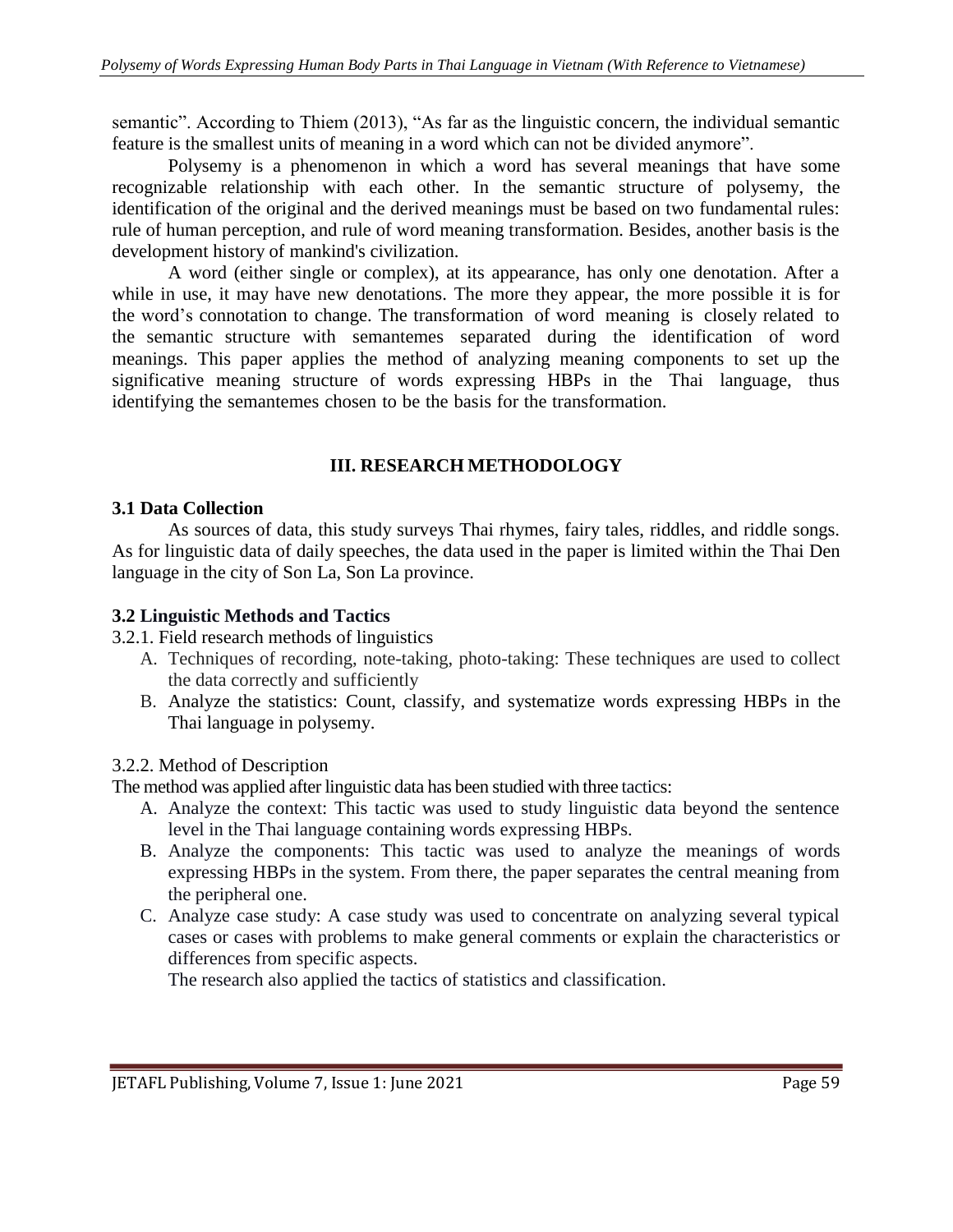semantic". According to Thiem (2013), "As far as the linguistic concern, the individual semantic feature is the smallest units of meaning in a word which can not be divided anymore".

Polysemy is a phenomenon in which a word has several meanings that have some recognizable relationship with each other. In the semantic structure of polysemy, the identification of the original and the derived meanings must be based on two fundamental rules: rule of human perception, and rule of word meaning transformation. Besides, another basis is the development history of mankind's civilization.

A word (either single or complex), at its appearance, has only one denotation. After a while in use, it may have new denotations. The more they appear, the more possible it is for the word's connotation to change. The transformation of word meaning is closely related to the semantic structure with semantemes separated during the identification of word meanings. This paper applies the method of analyzing meaning components to set up the significative meaning structure of words expressing HBPs in the Thai language, thus identifying the semantemes chosen to be the basis for the transformation.

## III. RESEARCH METHODOLOGY

### 3.1 Data Collection

As sources of data, this study surveys Thai rhymes, fairy tales, riddles, and riddle songs. As for linguistic data of daily speeches, the data used in the paper is limited within the Thai Den language in the city of Son La, Son La province.

### 3.2 Linguistic Methods and Tactics

3.2.1. Field research methods of linguistics

A. Techniques of recording, note-taking, photo-taking: These techniques are used to collect the data correctly and sufficiently

B. Analyze the statistics: Count, classify, and systematize words expressing HBPs in the Thai language in polysemy.

3.2.2. Method of Description

The method was applied after linguistic data has been studied with three tactics:

A. Analyze the context: This tactic was used to study linguistic data beyond the sentence level in the Thai language containing words expressing HBPs.

B. Analyze the components: This tactic was used to analyze the meanings of words expressing HBPs in the system. From there, the paper separates the central meaning from the peripheral one.

C. Analyze case study: A case study was used to concentrate on analyzing several typical cases or cases with problems to make general comments or explain the characteristics or differences from specific aspects.

The research also applied the tactics of statistics and classification.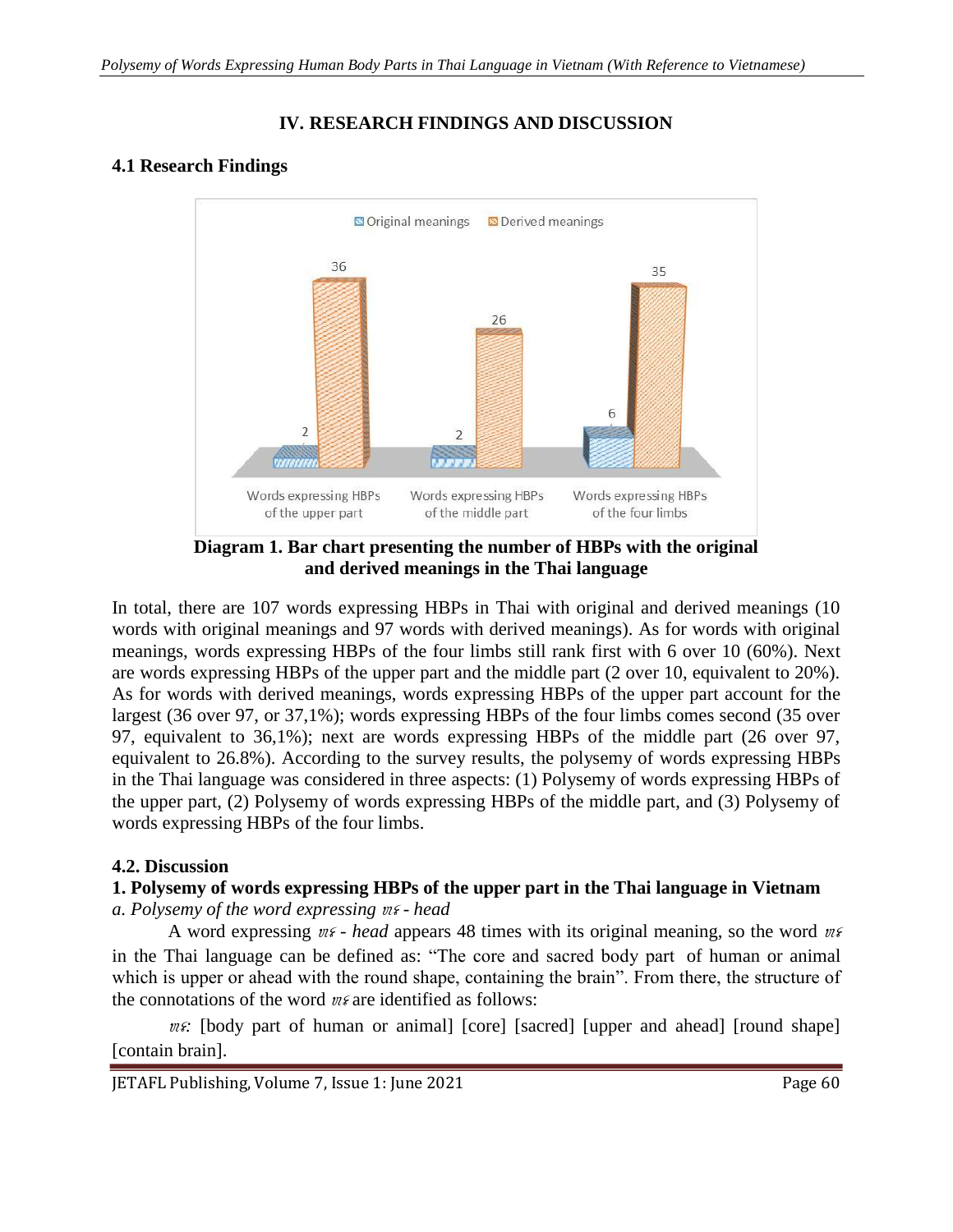# IV. RESEARCH FINDINGS AND DISCUSSION

## 4.1 Research Findings

**Diagram 1. Bar chart presenting the number of HBPs with the original and derived meanings in the Thai language**

In total, there are 107 words expressing HBPs in Thai with original and derived meanings (10 words with original meanings and 97 words with derived meanings). As for words with original meanings, words expressing HBPs of the four limbs still rank first with 6 over 10 (60%). Next are words expressing HBPs of the upper part and the middle part (2 over 10, equivalent to 20%). As for words with derived meanings, words expressing HBPs of the upper part account for the largest (36 over 97, or 37,1%); words expressing HBPs of the four limbs comes second (35 over 97, equivalent to 36,1%); next are words expressing HBPs of the middle part (26 over 97, equivalent to 26.8%). According to the survey results, the polysemy of words expressing HBPs in the Thai language was considered in three aspects: (1) Polysemy of words expressing HBPs of the upper part, (2) Polysemy of words expressing HBPs of the middle part, and (3) Polysemy of words expressing HBPs of the four limbs.

## 4.2. Discussion

### 1. Polysemy of words expressing HBPs of the upper part in the Thai language in Vietnam

*a. Polysemy of the word expressing ทร - head*

A word expressing *ทร - head* appears 48 times with its original meaning, so the word *ทร* in the Thai language can be defined as: "The core and sacred body part of human or animal which is upper or ahead with the round shape, containing the brain". From there, the structure of the connotations of the word *ทร* are identified as follows:

*ทร:* [body part of human or animal] [core] [sacred] [upper and ahead] [round shape] [contain brain].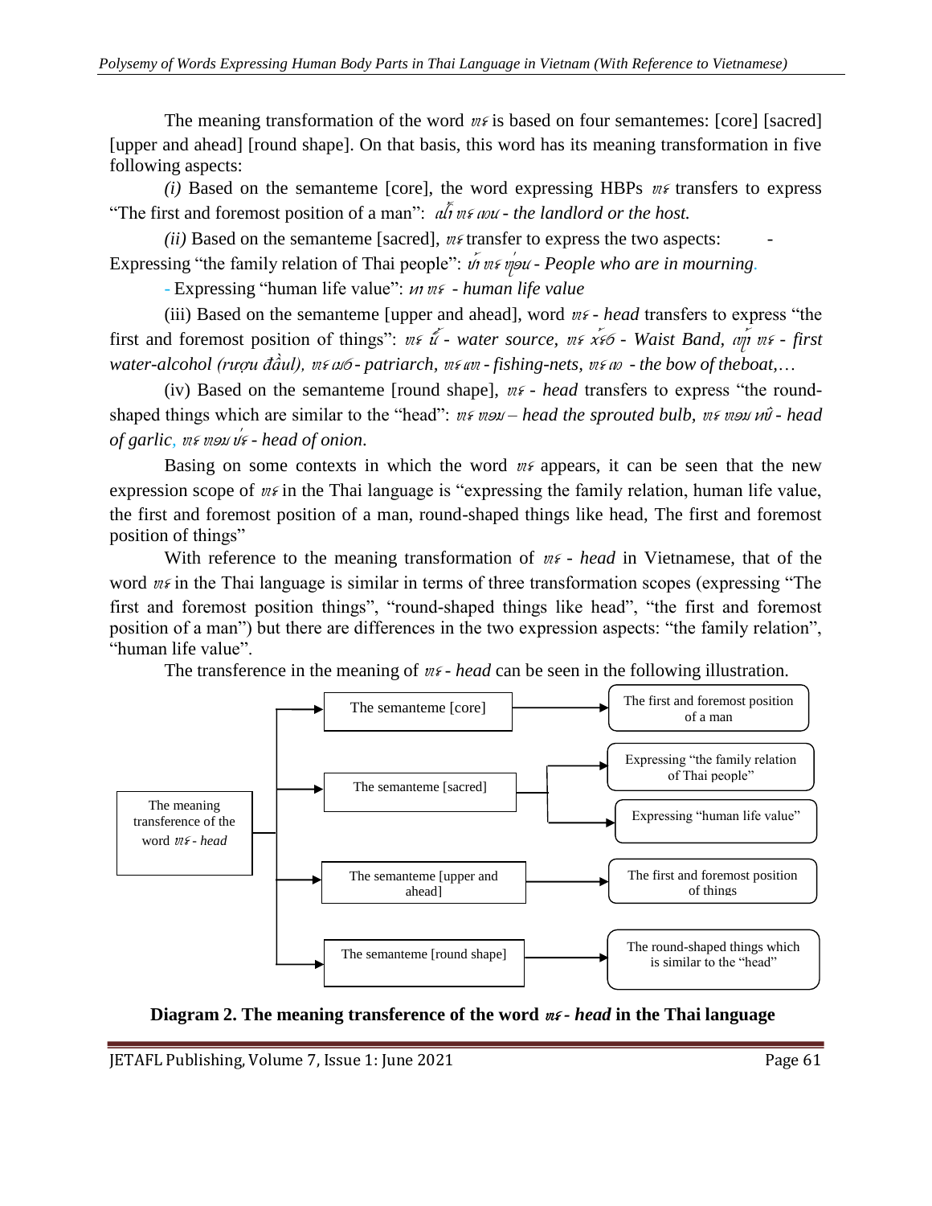The meaning transformation of the word *ทร* is based on four semantemes: [core] [sacred] [upper and ahead] [round shape]. On that basis, this word has its meaning transformation in five following aspects:

*(i)* Based on the semanteme [core], the word expressing HBPs *ทร* transfers to express "The first and foremost position of a man": *ลื้ ทร ถอน - the landlord or the host.*

*(ii)* Based on the semanteme [sacred], *ทร* transfer to express the two aspects: - Expressing "the family relation of Thai people": *บ๋ ทร บ่อน - People who are in mourning.*

- Expressing "human life value": *ทา ทร - human life value*

(iii) Based on the semanteme [upper and ahead], word *ทร - head* transfers to express "the first and foremost position of things": *ทร นื้ - water source, ทร ฆ้รด - Waist Band, ถุ้ ทร - first water-alcohol (rượu đầu), ทร ลด - patriarch, ทร ถท - fishing-nets, ทร ถ - the bow of theboat,…*

(iv) Based on the semanteme [round shape], *ทร - head* transfers to express "the round-shaped things which are similar to the "head": *ทร ทอน – head the sprouted bulb, ทร ทอน ทํ - head of garlic, ทร ทอน บ้ร - head of onion.*

Basing on some contexts in which the word *ทร* appears, it can be seen that the new expression scope of *ทร* in the Thai language is "expressing the family relation, human life value, the first and foremost position of a man, round-shaped things like head, The first and foremost position of things"

With reference to the meaning transformation of *ทร - head* in Vietnamese, that of the word *ทร* in the Thai language is similar in terms of three transformation scopes (expressing "The first and foremost position things", "round-shaped things like head", "the first and foremost position of a man") but there are differences in the two expression aspects: "the family relation", "human life value".

The transference in the meaning of *ทร - head* can be seen in the following illustration.

- The meaning transference of the word *ทร - head*
  - The semanteme [core] → The first and foremost position of a man
  - The semanteme [sacred] → Expressing "the family relation of Thai people"; Expressing "human life value"
  - The semanteme [upper and ahead] → The first and foremost position of things
  - The semanteme [round shape] → The round-shaped things which is similar to the "head"

**Diagram 2. The meaning transference of the word *ทร - head* in the Thai language**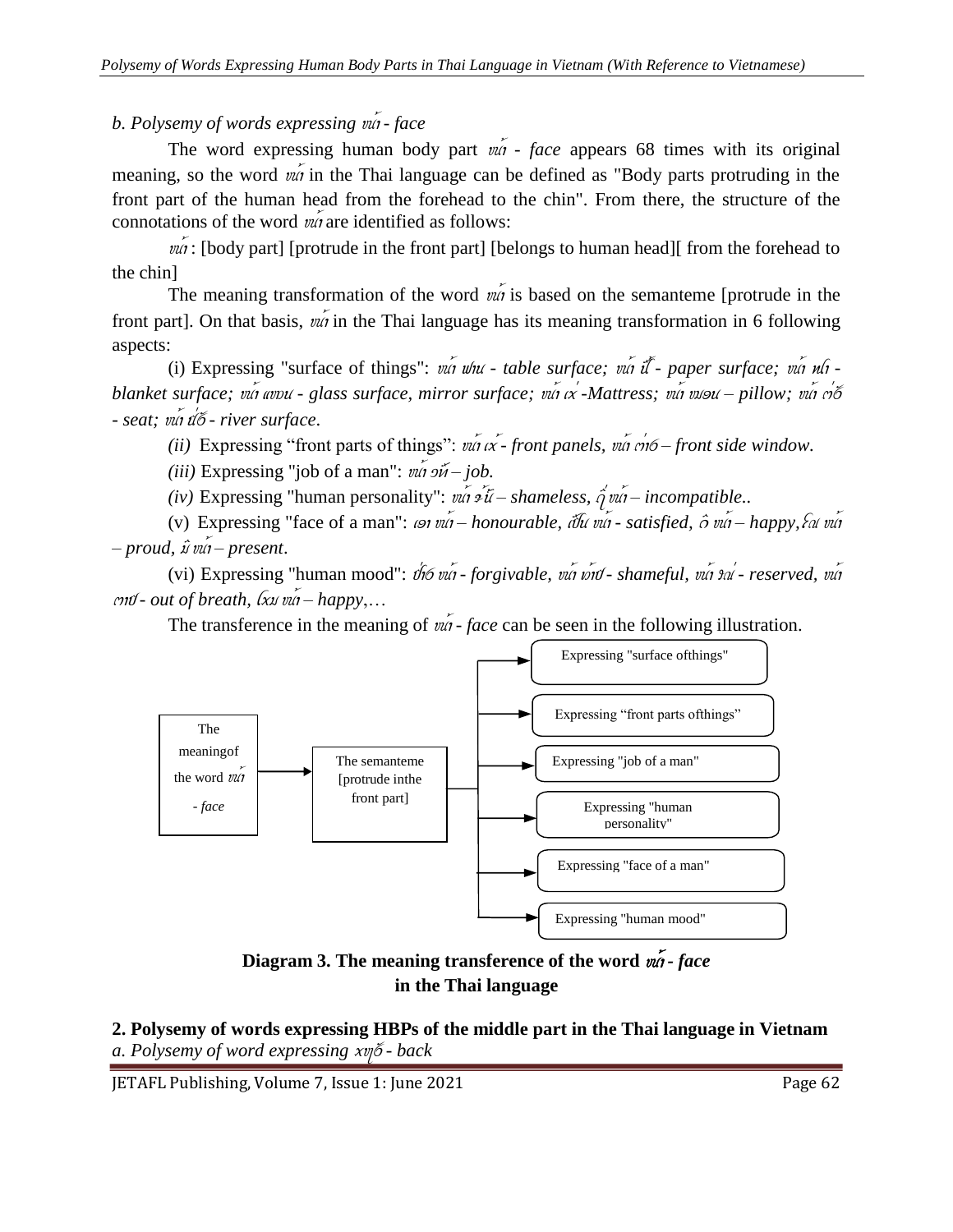*b. Polysemy of words expressing ໜ້າ - face*

The word expressing human body part *ໜ້າ - face* appears 68 times with its original meaning, so the word *ໜ້າ* in the Thai language can be defined as "Body parts protruding in the front part of the human head from the forehead to the chin". From there, the structure of the connotations of the word *ໜ້າ* are identified as follows:

*ໜ້າ*: [body part] [protrude in the front part] [belongs to human head][ from the forehead to the chin]

The meaning transformation of the word *ໜ້າ* is based on the semanteme [protrude in the front part]. On that basis, *ໜ້າ* in the Thai language has its meaning transformation in 6 following aspects:

(i) Expressing "surface of things": *ໜ້າ ພືນ - table surface; ໜ້າ ເຈັ້ - paper surface; ໜ້າ ຫມ້າ - blanket surface; ໜ້າ ແວນ - glass surface, mirror surface; ໜ້າ ເສ່ -Mattress; ໜ້າ ໝອນ – pillow; ໜ້າ ຕັ່ງ - seat; ໜ້າ ນໍ້າ - river surface.*

*(ii)* Expressing "front parts of things": *ໜ້າ ເສ້ - front panels, ໜ້າ ຕ່າງ – front side window.*

*(iii)* Expressing "job of a man": *ໜ້າ ວຽກ – job.*

*(iv)* Expressing "human personality": *ໜ້າ ຈ້າ – shameless, ດູ່ ໜ້າ – incompatible..*

(v) Expressing "face of a man": *ເອົາ ໜ້າ – honourable, ເຕັມ ໜ້າ - satisfied, ບໍ ໜ້າ – happy, ໂຄ ໜ້າ – proud, ມີ ໜ້າ – present.*

(vi) Expressing "human mood": *ຢ້ຳ ໜ້າ - forgivable, ໜ້າ ໜາ - shameful, ໜ້າ ຈາງ - reserved, ໜ້າ ຕາຍ - out of breath, ໂຄນ ໜ້າ – happy,…*

The transference in the meaning of *ໜ້າ - face* can be seen in the following illustration.

```
The meaning of the word ໜ້າ - face
  → The semanteme [protrude in the front part]
      → Expressing "surface of things"
      → Expressing "front parts of things"
      → Expressing "job of a man"
      → Expressing "human personality"
      → Expressing "face of a man"
      → Expressing "human mood"
```

**Diagram 3. The meaning transference of the word *ໜ້າ - face* in the Thai language**

**2. Polysemy of words expressing HBPs of the middle part in the Thai language in Vietnam**

*a. Polysemy of word expressing xຫຼັງ - back*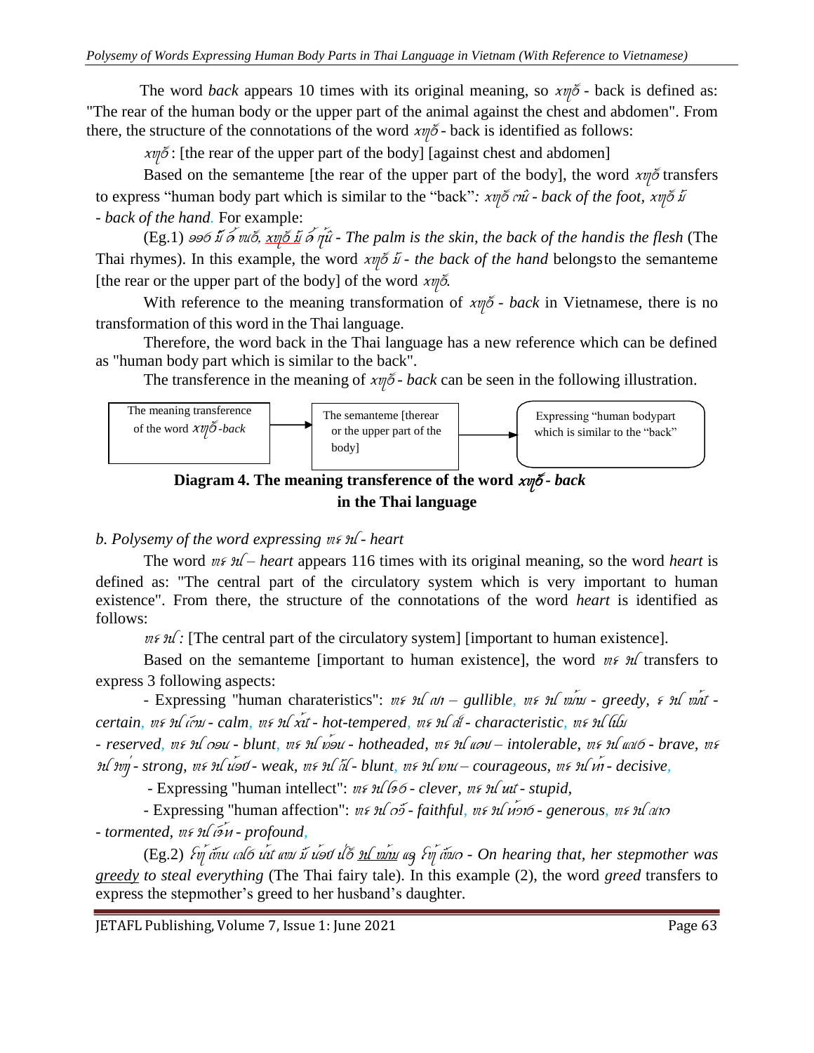The word *back* appears 10 times with its original meaning, so *xๆy้* - back is defined as: "The rear of the human body or the upper part of the animal against the chest and abdomen". From there, the structure of the connotations of the word *xๆy้* - back is identified as follows:

*xๆy้* : [the rear of the upper part of the body] [against chest and abdomen]

Based on the semanteme [the rear of the upper part of the body], the word *xๆy้* transfers to express "human body part which is similar to the "back"*: xๆy้ ตนี - back of the foot, xๆy้ มื - back of the hand.* For example:

(Eg.1) *ฆ่อ มื ล้ นน้, xๆy้ มื ล้ ๆนื - The palm is the skin, the back of the handis the flesh* (The Thai rhymes). In this example, the word *xๆy้ มื - the back of the hand* belongsto the semanteme [the rear or the upper part of the body] of the word *xๆy้.*

With reference to the meaning transformation of *xๆy้ - back* in Vietnamese, there is no transformation of this word in the Thai language.

Therefore, the word back in the Thai language has a new reference which can be defined as "human body part which is similar to the back".

The transference in the meaning of *xๆy้ - back* can be seen in the following illustration.

The meaning transference of the word *xๆy้-back* → The semanteme [therear or the upper part of the body] → Expressing "human bodypart which is similar to the "back"

**Diagram 4. The meaning transference of the word *xๆy้ - back* in the Thai language**

*b. Polysemy of the word expressing ทะ ใจ - heart*

The word *ทะ ใจ – heart* appears 116 times with its original meaning, so the word *heart* is defined as: "The central part of the circulatory system which is very important to human existence". From there, the structure of the connotations of the word *heart* is identified as follows:

*ทะ ใจ :* [The central part of the circulatory system] [important to human existence].

Based on the semanteme [important to human existence], the word *ทะ ใจ* transfers to express 3 following aspects:

- Expressing "human charateristics": *ทะ ใจ ดา – gullible, ทะ ใจ ฆม้ - greedy, ะ ใจ ฆน่ - certain, ทะ ใจ เยน - calm, ทะ ใจ ร้ - hot-tempered, ทะ ใจ ดี - characteristic, ทะ ใจ ไฆม - reserved, ทะ ใจ ออน - blunt, ทะ ใจ ฆ้อน - hotheaded, ทะ ใจ แลย – intolerable, ทะ ใจ แดง - brave, ทะ ใจ ฆญ - strong, ทะ ใจ น้อย - weak, ทะ ใจ ลื - blunt, ทะ ใจ ฆน – courageous, ทะ ใจ ฆ้ - decisive,*

- Expressing "human intellect": *ทะ ใจ ไฆง - clever, ทะ ใจ นั - stupid,*

- Expressing "human affection": *ทะ ใจ ดี้ - faithful, ทะ ใจ ฆ้วง - generous, ทะ ใจ ดาว - tormented, ทะ ใจ เล้ก - profound,*

(Eg.2) *ลีย้ เถ้น ดแง นั แม มื นัอย น้ ใจ ฆม้ ผฐ ลีย้ เถ้นว - On hearing that, her stepmother was greedy to steal everything* (The Thai fairy tale). In this example (2), the word *greed* transfers to express the stepmother's greed to her husband's daughter.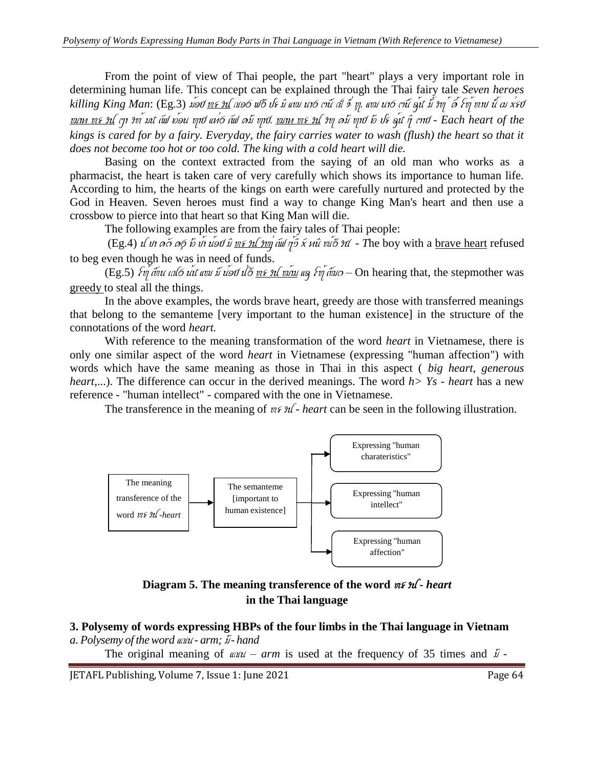From the point of view of Thai people, the part "heart" plays a very important role in determining human life. This concept can be explained through the Thai fairy tale *Seven heroes killing King Man*: (Eg.3) *ꪶꪀꪙ ꪻꪊ ꪹꪎꪱ ꪝꪴ ꪜꪸ ꪣꪲ ꪵꪖꪙ ꪀꪱ ꪹꪕꪲꪙ ꪖꪲ ꪻꪔ ꪼꪥ. ꪵꪖꪙ ꪀꪱ ꪹꪕꪲꪙ ꪹꪊꪲꪒ ꪣꪾ ꪋꪴꪉ ꪹꪔꪲ ꪶꪎ ꪙꪱꪙ ꪙꪲ ꪣ ꪎꪸꪙ ꪝꪙꪱ ꪻꪊ ꪵꪖꪙ ꪻꪊ ꪎꪲꪙ ꪬꪸꪙ ꪙꪸꪙ ꪎꪲꪙ ꪀꪱꪉ ꪙꪸꪙ. ꪝꪙꪱ ꪻꪊ ꪵꪖꪙ ꪎꪲꪙ ꪙꪸꪙ ꪀꪸ ꪜꪸ ꪋꪴꪉ ꪻꪥ ꪹꪕꪲꪙ* - *Each heart of the kings is cared for by a fairy. Everyday, the fairy carries water to wash (flush) the heart so that it does not become too hot or too cold. The king with a cold heart will die.*

Basing on the context extracted from the saying of an old man who works as a pharmacist, the heart is taken care of very carefully which shows its importance to human life. According to him, the hearts of the kings on earth were carefully nurtured and protected by the God in Heaven. Seven heroes must find a way to change King Man's heart and then use a crossbow to pierce into that heart so that King Man will die.

The following examples are from the fairy tales of Thai people:

(Eg.4) *ꪼꪬ ꪙꪀ ꪹꪒꪀ ꪀꪸ ꪹꪬꪲꪙ ꪻꪊ ꪻꪊ ꪖꪴꪙ ꪝꪲ ꪹꪒꪲ ꪻꪊ* - *T*he boy with a brave heart refused to beg even though he was in need of funds.

(Eg.5) *ꪼꪒ ꪹꪋꪲꪙ ꪵꪁꪉ ꪵꪖꪙ ꪣꪲ ꪶꪀꪙ ꪻꪊ ꪻꪊ ꪬꪱꪙ ꪵꪖ ꪼꪒ ꪹꪋꪲꪙ* – On hearing that, the stepmother was greedy to steal all the things.

In the above examples, the words brave heart, greedy are those with transferred meanings that belong to the semanteme [very important to the human existence] in the structure of the connotations of the word *heart.*

With reference to the meaning transformation of the word *heart* in Vietnamese, there is only one similar aspect of the word *heart* in Vietnamese (expressing "human affection") with words which have the same meaning as those in Thai in this aspect ( *big heart, generous heart,...*). The difference can occur in the derived meanings. The word *h> Ys - heart* has a new reference - "human intellect" - compared with the one in Vietnamese.

The transference in the meaning of *ꪻꪊ - heart* can be seen in the following illustration.

The meaning transference of the word *ꪻꪊ-heart* → The semanteme [important to human existence] → Expressing "human charateristics" / Expressing "human intellect" / Expressing "human affection"

**Diagram 5. The meaning transference of the word *ꪻꪊ - heart* in the Thai language**

### 3. Polysemy of words expressing HBPs of the four limbs in the Thai language in Vietnam

*a. Polysemy of the word ꪵꪁꪙ - arm; ꪣꪳ- hand*

The original meaning of *ꪵꪁꪙ – arm* is used at the frequency of 35 times and *ꪣꪳ* -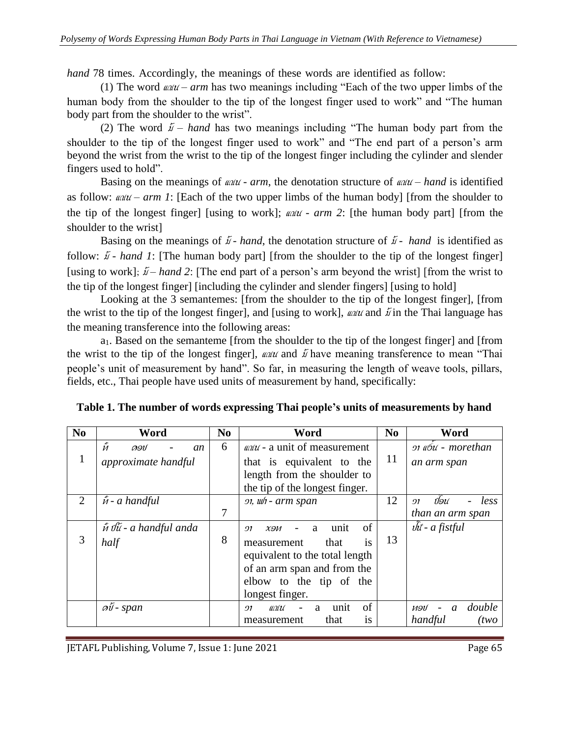*hand* 78 times. Accordingly, the meanings of these words are identified as follow:

(1) The word *แขน – arm* has two meanings including "Each of the two upper limbs of the human body from the shoulder to the tip of the longest finger used to work" and "The human body part from the shoulder to the wrist".

(2) The word *มื – hand* has two meanings including "The human body part from the shoulder to the tip of the longest finger used to work" and "The end part of a person's arm beyond the wrist from the wrist to the tip of the longest finger including the cylinder and slender fingers used to hold".

Basing on the meanings of *แขน - arm*, the denotation structure of *แขน – hand* is identified as follow: *แขน – arm 1*: [Each of the two upper limbs of the human body] [from the shoulder to the tip of the longest finger] [using to work]; *แขน - arm 2*: [the human body part] [from the shoulder to the wrist]

Basing on the meanings of *มื - hand*, the denotation structure of *มื - hand* is identified as follow: *มื - hand 1*: [The human body part] [from the shoulder to the tip of the longest finger] [using to work]; *มื – hand 2*: [The end part of a person's arm beyond the wrist] [from the wrist to the tip of the longest finger] [including the cylinder and slender fingers] [using to hold]

Looking at the 3 semantemes: [from the shoulder to the tip of the longest finger], [from the wrist to the tip of the longest finger], and [using to work], *แขน* and *มื* in the Thai language has the meaning transference into the following areas:

$a_1$. Based on the semanteme [from the shoulder to the tip of the longest finger] and [from the wrist to the tip of the longest finger], *แขน* and *มื* have meaning transference to mean "Thai people's unit of measurement by hand". So far, in measuring the length of weave tools, pillars, fields, etc., Thai people have used units of measurement by hand, specifically:

**Table 1. The number of words expressing Thai people's units of measurements by hand**

| No | Word | No | Word | No | Word |
|---|---|---|---|---|---|
| 1 | *ก้ำ ออบ - an approximate handful* | 6 | *แขน* - a unit of measurement that is equivalent to the length from the shoulder to the tip of the longest finger. | 11 | *วา เก๋น - morethan an arm span* |
| 2 | *ก้ำ - a handful* | 7 | *วา, แพ่ - arm span* | 12 | *วา ป๋อน - less than an arm span* |
| 3 | *ก้ำ ปึ๋ง - a handful anda half* | 8 | *วา ซอก* - a unit of measurement that is equivalent to the total length of an arm span and from the elbow to the tip of the longest finger. | 13 | *ปั๋ม - a fistful* |
| | *ฮืบ - span* | | *วา แขน* - a unit of measurement that is | | *ฟอบ - a double handful (two* |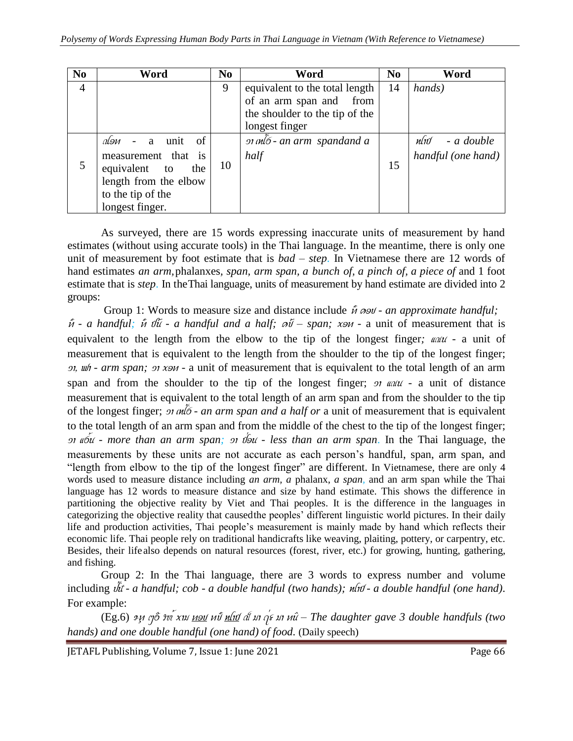| No | Word | No | Word | No | Word |
|---|---|---|---|---|---|
| 4 | | 9 | equivalent to the total length of an arm span and from the shoulder to the tip of the longest finger | 14 | *hands)* |
| 5 | *ɑ̃ɔи* - a unit of measurement that is equivalent to the length from the elbow to the tip of the longest finger. | 10 | *ɔı ɯ̃ɓ - an arm spandand a half* | 15 | *ɴ̃ɩɥ - a double handful (one hand)* |

As surveyed, there are 15 words expressing inaccurate units of measurement by hand estimates (without using accurate tools) in the Thai language. In the meantime, there is only one unit of measurement by foot estimate that is *bad – step*. In Vietnamese there are 12 words of hand estimates *an arm,* phalanxes, *span, arm span, a bunch of, a pinch of, a piece of* and 1 foot estimate that is *step*. In theThai language, units of measurement by hand estimate are divided into 2 groups:

Group 1: Words to measure size and distance include *ɦ̃ ɑɔɥ - an approximate handful; ɦ̃ - a handful; ɦ̃ ɗŭ - a handful and a half; ɑŭ – span; xɔи* - a unit of measurement that is equivalent to the length from the elbow to the tip of the longest finger*; ɑɑu* - a unit of measurement that is equivalent to the length from the shoulder to the tip of the longest finger; *ɔı, ɯh - arm span; ɔı xɔи* - a unit of measurement that is equivalent to the total length of an arm span and from the shoulder to the tip of the longest finger; *ɔı ɑɑu* - a unit of distance measurement that is equivalent to the total length of an arm span and from the shoulder to the tip of the longest finger; *ɔı ɯ̃ɓ - an arm span and a half or* a unit of measurement that is equivalent to the total length of an arm span and from the middle of the chest to the tip of the longest finger; *ɔı ɑ́ɓu - more than an arm span; ɔı ɗ́ɔu - less than an arm span*. In the Thai language, the measurements by these units are not accurate as each person's handful, span, arm span, and "length from elbow to the tip of the longest finger" are different. In Vietnamese, there are only 4 words used to measure distance including *an arm, a* phalanx, *a span,* and an arm span while the Thai language has 12 words to measure distance and size by hand estimate. This shows the difference in partitioning the objective reality by Viet and Thai peoples. It is the difference in the languages in categorizing the objective reality that causedthe peoples' different linguistic world pictures. In their daily life and production activities, Thai people's measurement is mainly made by hand which reflects their economic life. Thai people rely on traditional handicrafts like weaving, plaiting, pottery, or carpentry, etc. Besides, their life also depends on natural resources (forest, river, etc.) for growing, hunting, gathering, and fishing.

Group 2: In the Thai language, there are 3 words to express number and volume including *ɗ̃ɩ - a handful; cob - a double handful (two hands); ɴ̃ɩɥ - a double handful (one hand)*. For example:

(Eg.6) *ɘɥ ɕɓ̃ ɜɯ̆ xɯ ɴɔɥ ɴŭ ɴ̃ɩɥ ɗ́ ɯ ɋ́ɾ ɯ ɴŭ – The daughter gave 3 double handfuls (two hands) and one double handful (one hand) of food.* (Daily speech)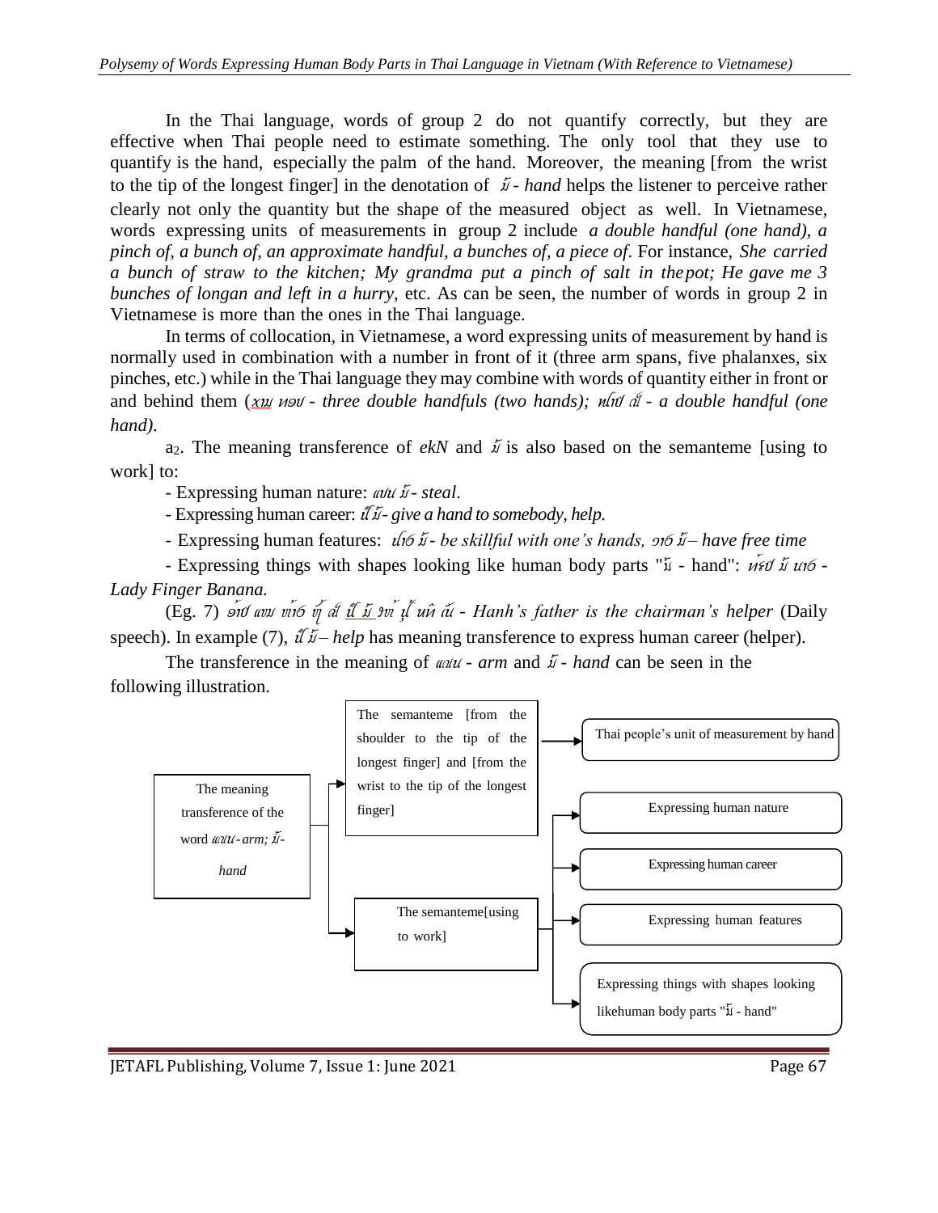In the Thai language, words of group 2 do not quantify correctly, but they are effective when Thai people need to estimate something. The only tool that they use to quantify is the hand, especially the palm of the hand. Moreover, the meaning [from the wrist to the tip of the longest finger] in the denotation of *มื - hand* helps the listener to perceive rather clearly not only the quantity but the shape of the measured object as well. In Vietnamese, words expressing units of measurements in group 2 include *a double handful (one hand), a pinch of, a bunch of, an approximate handful, a bunches of, a piece of*. For instance, *She carried a bunch of straw to the kitchen; My grandma put a pinch of salt in the pot; He gave me 3 bunches of longan and left in a hurry*, etc. As can be seen, the number of words in group 2 in Vietnamese is more than the ones in the Thai language.

In terms of collocation, in Vietnamese, a word expressing units of measurement by hand is normally used in combination with a number in front of it (three arm spans, five phalanxes, six pinches, etc.) while in the Thai language they may combine with words of quantity either in front or and behind them (*xาม หอบ - three double handfuls (two hands); หโบ ดี - a double handful (one hand)*.

$a_2$. The meaning transference of *ekN* and *มื* is also based on the semanteme [using to work] to:

- Expressing human nature: *แขน มื - steal*.
- Expressing human career: *ถี มื - give a hand to somebody, help.*
- Expressing human features: *ปาธ มื - be skillful with one's hands, วาธ มื – have free time*
- Expressing things with shapes looking like human body parts "มื - hand": *หรีบ มื นาธ - Lady Finger Banana.*

(Eg. 7) *อ้ป แม ท่าธ ทู้ ดี ถี มื วห้ ปู้ นทิ ดี - Hanh's father is the chairman's helper* (Daily speech). In example (7), *ถี มื – help* has meaning transference to express human career (helper).

The transference in the meaning of *แขน - arm* and *มื - hand* can be seen in the following illustration.

| Source | Semanteme | Meaning |
|---|---|---|
| The meaning transference of the word *แขน - arm; มื - hand* | The semanteme [from the shoulder to the tip of the longest finger] and [from the wrist to the tip of the longest finger] | Thai people's unit of measurement by hand |
| | The semanteme [using to work] | Expressing human nature |
| | | Expressing human career |
| | | Expressing human features |
| | | Expressing things with shapes looking like human body parts "มื - hand" |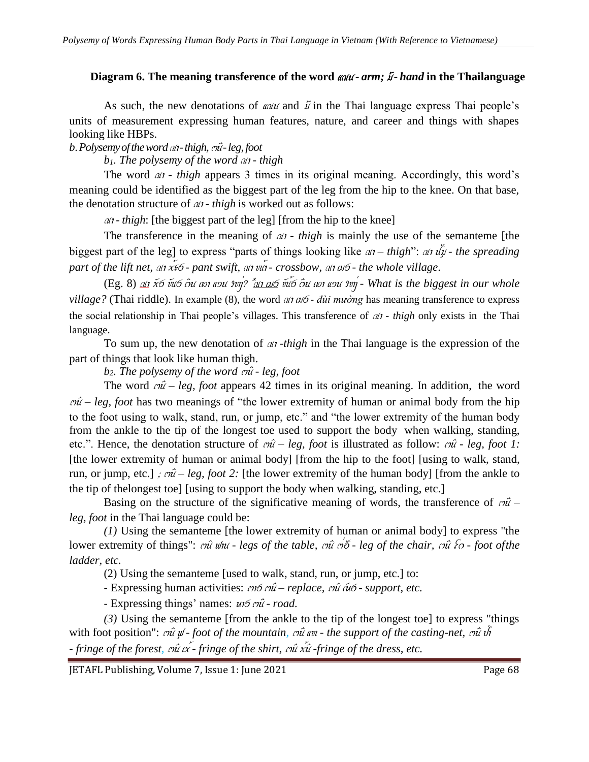**Diagram 6. The meaning transference of the word** ***ꪵꪄꪙ - arm; ꪟꪱ - hand*** **in the Thailanguage**

As such, the new denotations of *ꪵꪄꪙ* and *ꪟꪱ* in the Thai language express Thai people's units of measurement expressing human features, nature, and career and things with shapes looking like HBPs.

*b. Polysemy of the word ꪊꪰ - thigh, ꪄꪱ - leg, foot*

*b₁. The polysemy of the word ꪊꪰ - thigh*

The word *ꪊꪰ - thigh* appears 3 times in its original meaning. Accordingly, this word's meaning could be identified as the biggest part of the leg from the hip to the knee. On that base, the denotation structure of *ꪊꪰ - thigh* is worked out as follows:

*ꪊꪰ - thigh*: [the biggest part of the leg] [from the hip to the knee]

The transference in the meaning of *ꪊꪰ - thigh* is mainly the use of the semanteme [the biggest part of the leg] to express "parts of things looking like *ꪊꪰ – thigh*": *ꪊꪰ ꪹꪒꪷ - the spreading part of the lift net, ꪊꪰ ꪎ꫁ꪺꪣ - pant swift, ꪊꪰ ꪙꪸ꫁ - crossbow, ꪊꪰ ꪣ꪿ꪮꪉ - the whole village*.

(Eg. 8) *ꪊꪰ ꪎꪺ ꪬꪴꪀ ꪶꪎ ꪀꪱ ꪵꪔꪙ ꪩꪷ? ꪊꪰ ꪣ꪿ꪮꪉ ꪬꪴꪀ ꪶꪎ ꪀꪱ ꪵꪔꪙ ꪩꪷ - What is the biggest in our whole village?* (Thai riddle). In example (8), the word *ꪊꪰ ꪣ꪿ꪮꪉ - đùi mường* has meaning transference to express the social relationship in Thai people's villages. This transference of *ꪊꪰ - thigh* only exists in the Thai language.

To sum up, the new denotation of *ꪊꪰ -thigh* in the Thai language is the expression of the part of things that look like human thigh.

*b₂. The polysemy of the word ꪄꪱ - leg, foot*

The word *ꪄꪱ – leg, foot* appears 42 times in its original meaning. In addition, the word *ꪄꪱ – leg, foot* has two meanings of "the lower extremity of human or animal body from the hip to the foot using to walk, stand, run, or jump, etc." and "the lower extremity of the human body from the ankle to the tip of the longest toe used to support the body when walking, standing, etc.". Hence, the denotation structure of *ꪄꪱ – leg, foot* is illustrated as follow: *ꪄꪱ - leg, foot 1:* [the lower extremity of human or animal body] [from the hip to the foot] [using to walk, stand, run, or jump, etc.] *; ꪄꪱ – leg, foot 2:* [the lower extremity of the human body] [from the ankle to the tip of thelongest toe] [using to support the body when walking, standing, etc.]

Basing on the structure of the significative meaning of words, the transference of *ꪄꪱ – leg, foot* in the Thai language could be:

*(1)* Using the semanteme [the lower extremity of human or animal body] to express "the lower extremity of things": *ꪄꪱ ꪶꪔꪀ - legs of the table, ꪄꪱ ꪁ꫁ꪮ - leg of the chair, ꪄꪱ ꪶꪀ - foot ofthe ladder, etc.*

(2) Using the semanteme [used to walk, stand, run, or jump, etc.] to:

- Expressing human activities: *ꪵꪕꪙ ꪄꪱ – replace, ꪄꪱ ꪕꪱꪉ - support, etc.*

- Expressing things' names: *ꪬꪀ ꪄꪱ - road.*

*(3)* Using the semanteme [from the ankle to the tip of the longest toe] to express "things with foot position": *ꪄꪱ ꪥꪮꪬ - foot of the mountain, ꪄꪱ ꪵꪬ - the support of the casting-net, ꪄꪱ ꪝ꪿ꪱ - fringe of the forest, ꪄꪱ ꪎ꫁ꪷ - fringe of the shirt, ꪄꪱ ꪎ꫁ꪱ -fringe of the dress, etc.*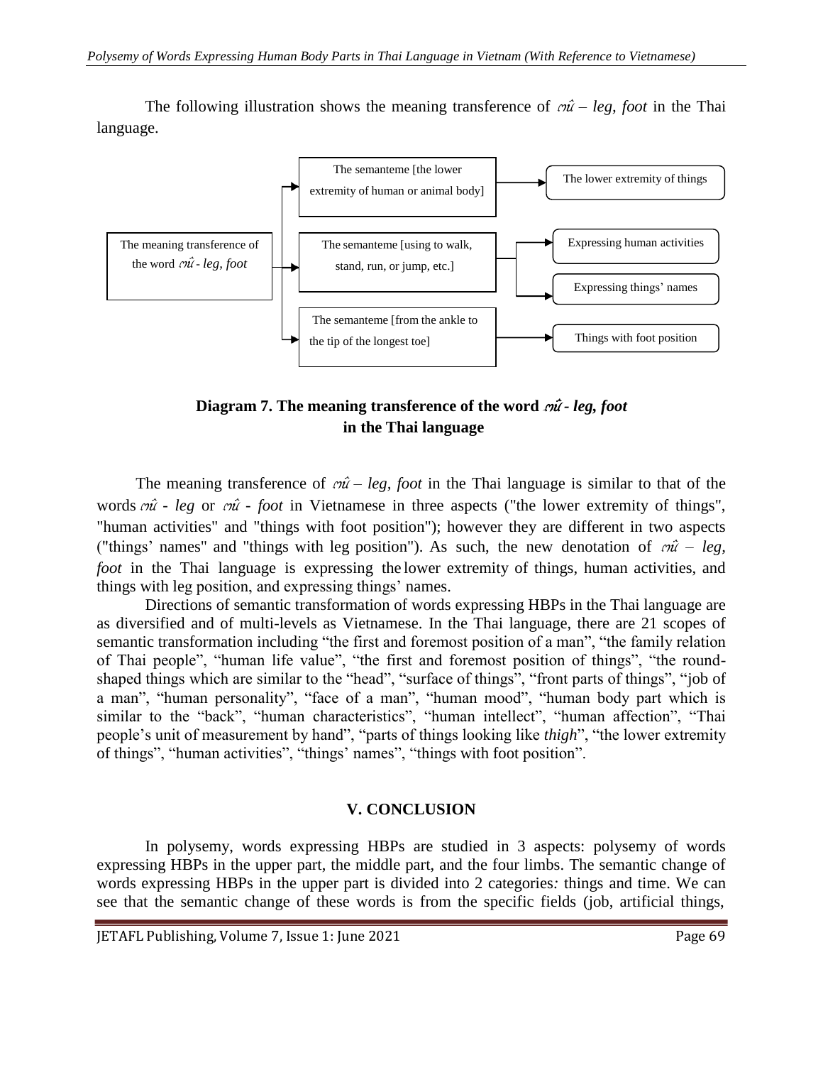The following illustration shows the meaning transference of *cnû* – *leg, foot* in the Thai language.

- The meaning transference of the word *cnû* - *leg, foot*
  - The semanteme [the lower extremity of human or animal body] → The lower extremity of things
  - The semanteme [using to walk, stand, run, or jump, etc.] → Expressing human activities; Expressing things' names
  - The semanteme [from the ankle to the tip of the longest toe] → Things with foot position

**Diagram 7. The meaning transference of the word *cnû* - *leg, foot* in the Thai language**

The meaning transference of *cnû* – *leg, foot* in the Thai language is similar to that of the words *cnû* - *leg* or *cnû* - *foot* in Vietnamese in three aspects ("the lower extremity of things", "human activities" and "things with foot position"); however they are different in two aspects ("things' names" and "things with leg position"). As such, the new denotation of *cnû* – *leg, foot* in the Thai language is expressing the lower extremity of things, human activities, and things with leg position, and expressing things' names.

Directions of semantic transformation of words expressing HBPs in the Thai language are as diversified and of multi-levels as Vietnamese. In the Thai language, there are 21 scopes of semantic transformation including "the first and foremost position of a man", "the family relation of Thai people", "human life value", "the first and foremost position of things", "the round-shaped things which are similar to the "head", "surface of things", "front parts of things", "job of a man", "human personality", "face of a man", "human mood", "human body part which is similar to the "back", "human characteristics", "human intellect", "human affection", "Thai people's unit of measurement by hand", "parts of things looking like *thigh*", "the lower extremity of things", "human activities", "things' names", "things with foot position".

## V. CONCLUSION

In polysemy, words expressing HBPs are studied in 3 aspects: polysemy of words expressing HBPs in the upper part, the middle part, and the four limbs. The semantic change of words expressing HBPs in the upper part is divided into 2 categories*:* things and time. We can see that the semantic change of these words is from the specific fields (job, artificial things,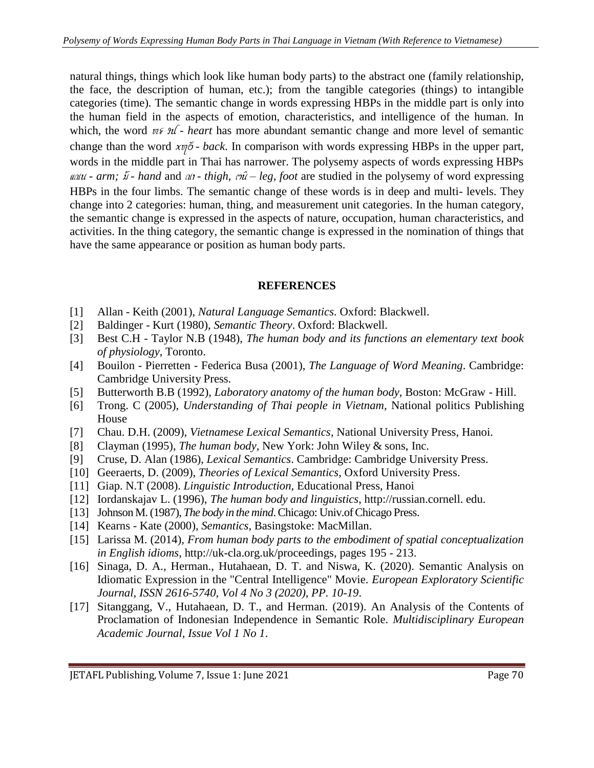natural things, things which look like human body parts) to the abstract one (family relationship, the face, the description of human, etc.); from the tangible categories (things) to intangible categories (time). The semantic change in words expressing HBPs in the middle part is only into the human field in the aspects of emotion, characteristics, and intelligence of the human. In which, the word *ꪼꪋ ꪹꪻ - heart* has more abundant semantic change and more level of semantic change than the word *�APꪶꪖ - back*. In comparison with words expressing HBPs in the upper part, words in the middle part in Thai has narrower. The polysemy aspects of words expressing HBPs *ꪩꪮꪙ - arm; ꪣꪲ - hand* and *ꪏꪱ - thigh, ꪔꪲꪙ – leg, foot* are studied in the polysemy of word expressing HBPs in the four limbs. The semantic change of these words is in deep and multi- levels. They change into 2 categories: human, thing, and measurement unit categories. In the human category, the semantic change is expressed in the aspects of nature, occupation, human characteristics, and activities. In the thing category, the semantic change is expressed in the nomination of things that have the same appearance or position as human body parts.

## REFERENCES

[1] Allan - Keith (2001), *Natural Language Semantics*. Oxford: Blackwell.

[2] Baldinger - Kurt (1980), *Semantic Theory*. Oxford: Blackwell.

[3] Best C.H - Taylor N.B (1948), *The human body and its functions an elementary text book of physiology*, Toronto.

[4] Bouilon - Pierretten - Federica Busa (2001), *The Language of Word Meaning*. Cambridge: Cambridge University Press.

[5] Butterworth B.B (1992), *Laboratory anatomy of the human body*, Boston: McGraw - Hill.

[6] Trong. C (2005), *Understanding of Thai people in Vietnam*, National politics Publishing House

[7] Chau. D.H. (2009), *Vietnamese Lexical Semantics*, National University Press, Hanoi.

[8] Clayman (1995), *The human body*, New York: John Wiley & sons, Inc.

[9] Cruse, D. Alan (1986), *Lexical Semantics*. Cambridge: Cambridge University Press.

[10] Geeraerts, D. (2009), *Theories of Lexical Semantics*, Oxford University Press.

[11] Giap. N.T (2008). *Linguistic Introduction*, Educational Press, Hanoi

[12] Iordanskajav L. (1996), *The human body and linguistics*, http://russian.cornell. edu.

[13] Johnson M. (1987), *The body in the mind*. Chicago: Univ.of Chicago Press.

[14] Kearns - Kate (2000), *Semantics*, Basingstoke: MacMillan.

[15] Larissa M. (2014), *From human body parts to the embodiment of spatial conceptualization in English idioms*, http://uk-cla.org.uk/proceedings, pages 195 - 213.

[16] Sinaga, D. A., Herman., Hutahaean, D. T. and Niswa, K. (2020). Semantic Analysis on Idiomatic Expression in the "Central Intelligence" Movie. *European Exploratory Scientific Journal, ISSN 2616-5740, Vol 4 No 3 (2020), PP. 10-19*.

[17] Sitanggang, V., Hutahaean, D. T., and Herman. (2019). An Analysis of the Contents of Proclamation of Indonesian Independence in Semantic Role. *Multidisciplinary European Academic Journal, Issue Vol 1 No 1*.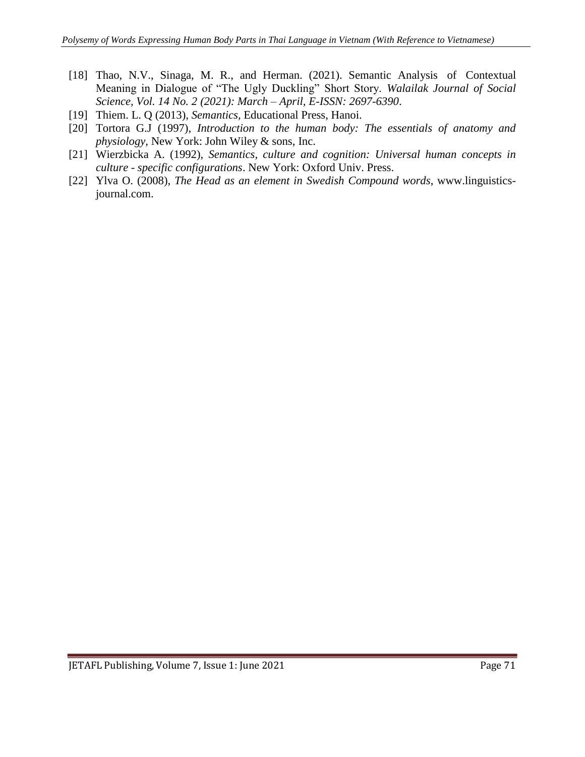[18] Thao, N.V., Sinaga, M. R., and Herman. (2021). Semantic Analysis of Contextual Meaning in Dialogue of "The Ugly Duckling" Short Story. *Walailak Journal of Social Science, Vol. 14 No. 2 (2021): March – April, E-ISSN: 2697-6390*.

[19] Thiem. L. Q (2013), *Semantics*, Educational Press, Hanoi.

[20] Tortora G.J (1997), *Introduction to the human body: The essentials of anatomy and physiology*, New York: John Wiley & sons, Inc.

[21] Wierzbicka A. (1992), *Semantics, culture and cognition: Universal human concepts in culture - specific configurations*. New York: Oxford Univ. Press.

[22] Ylva O. (2008), *The Head as an element in Swedish Compound words*, www.linguistics-journal.com.